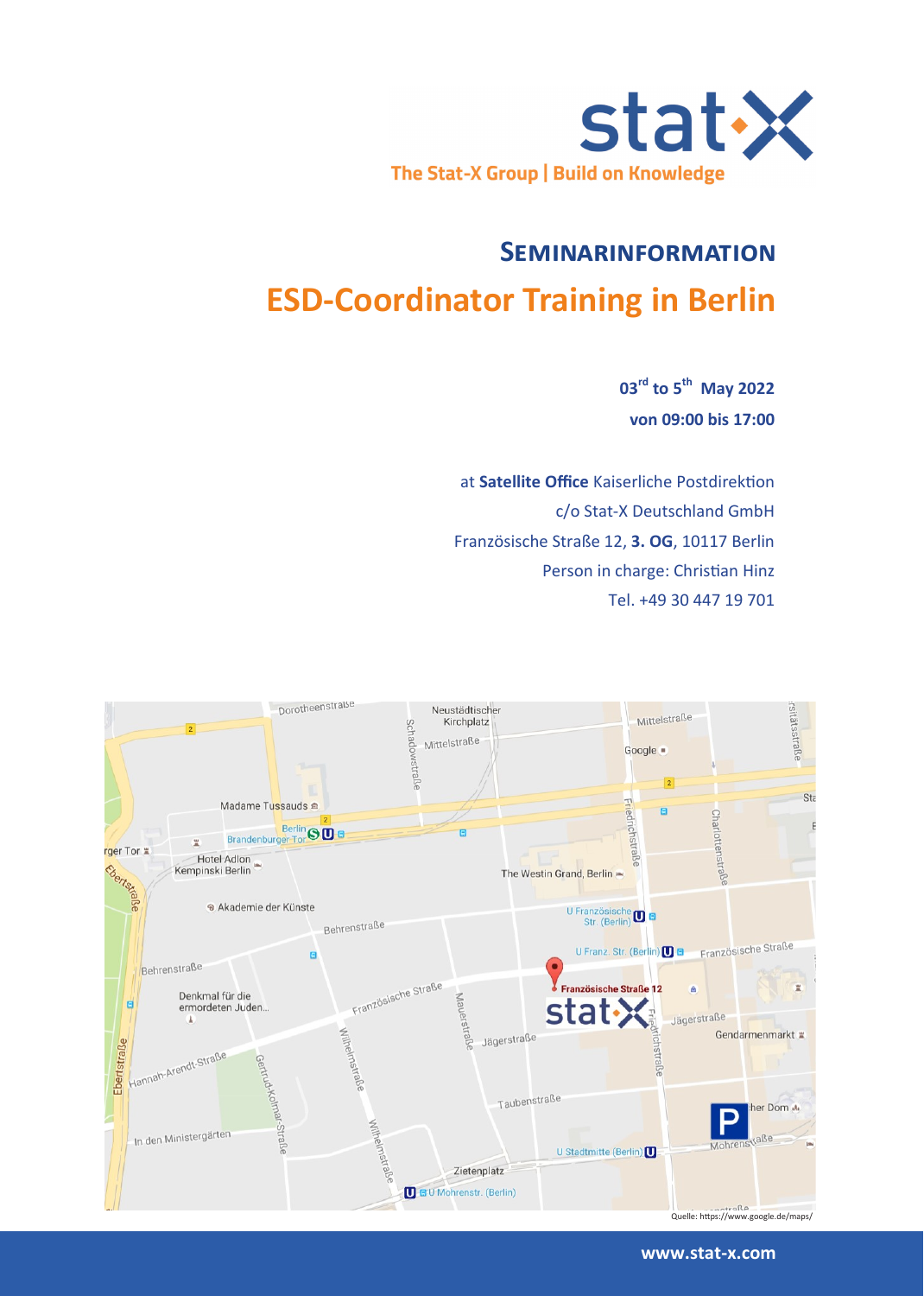The Stat-X Group | Build on Knowledge

## Seminarinformation

# ESD-Coordinator Training in Berlin

**03rd to 5th May 2022**

**von 09:00 bis 17:00**

at **Satellite Office** Kaiserliche Postdirektion
c/o Stat-X Deutschland GmbH
Französische Straße 12, **3. OG**, 10117 Berlin
Person in charge: Christian Hinz
Tel. +49 30 447 19 701

Quelle: https://www.google.de/maps/

**www.stat-x.com**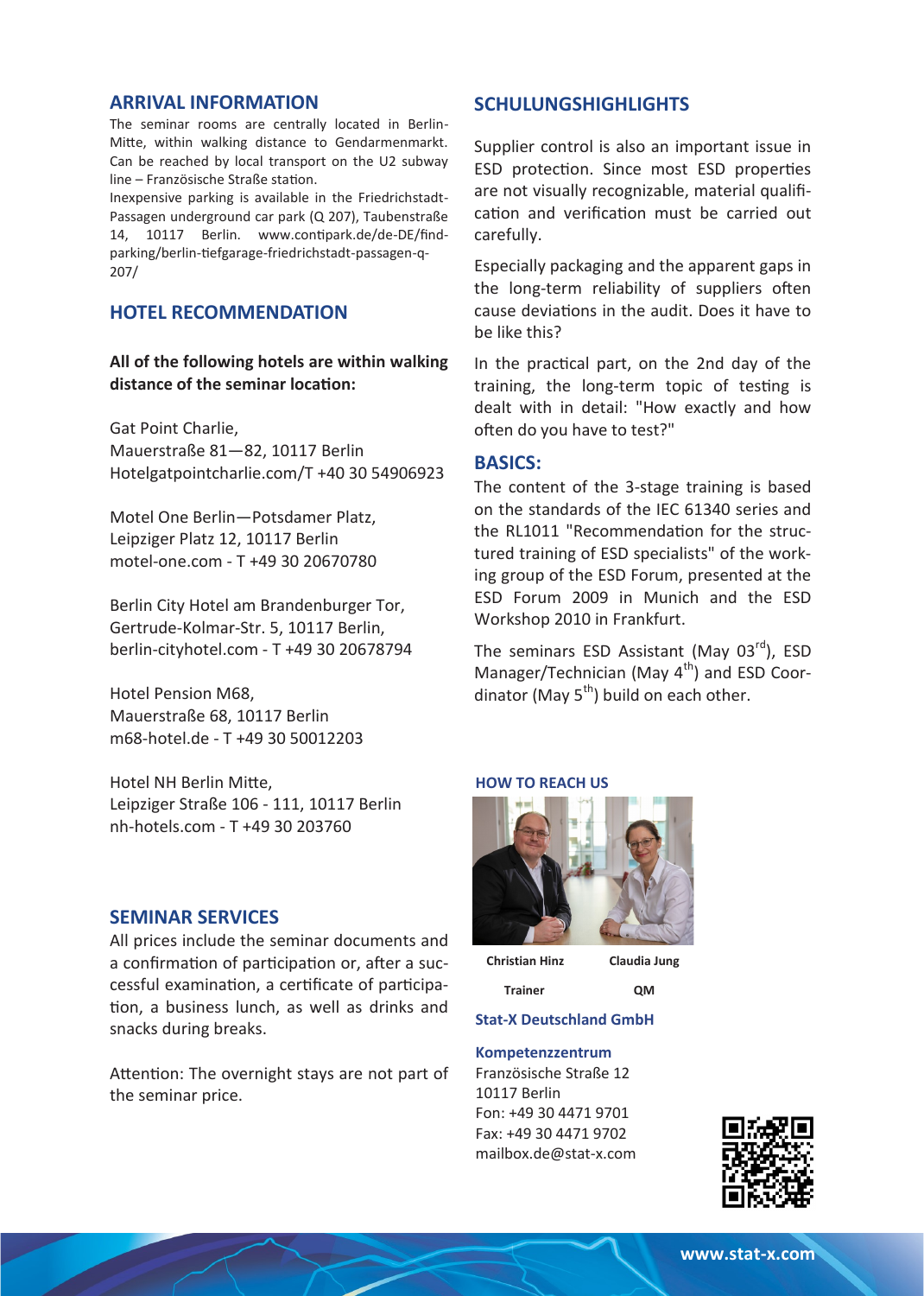## ARRIVAL INFORMATION

The seminar rooms are centrally located in Berlin-Mitte, within walking distance to Gendarmenmarkt. Can be reached by local transport on the U2 subway line – Französische Straße station.

Inexpensive parking is available in the Friedrichstadt-Passagen underground car park (Q 207), Taubenstraße 14, 10117 Berlin. www.contipark.de/de-DE/find-parking/berlin-tiefgarage-friedrichstadt-passagen-q-207/

## HOTEL RECOMMENDATION

**All of the following hotels are within walking distance of the seminar location:**

Gat Point Charlie,
Mauerstraße 81—82, 10117 Berlin
Hotelgatpointcharlie.com/T +40 30 54906923

Motel One Berlin—Potsdamer Platz,
Leipziger Platz 12, 10117 Berlin
motel-one.com - T +49 30 20670780

Berlin City Hotel am Brandenburger Tor,
Gertrude-Kolmar-Str. 5, 10117 Berlin,
berlin-cityhotel.com - T +49 30 20678794

Hotel Pension M68,
Mauerstraße 68, 10117 Berlin
m68-hotel.de - T +49 30 50012203

Hotel NH Berlin Mitte,
Leipziger Straße 106 - 111, 10117 Berlin
nh-hotels.com - T +49 30 203760

## SEMINAR SERVICES

All prices include the seminar documents and a confirmation of participation or, after a successful examination, a certificate of participation, a business lunch, as well as drinks and snacks during breaks.

Attention: The overnight stays are not part of the seminar price.

## SCHULUNGSHIGHLIGHTS

Supplier control is also an important issue in ESD protection. Since most ESD properties are not visually recognizable, material qualification and verification must be carried out carefully.

Especially packaging and the apparent gaps in the long-term reliability of suppliers often cause deviations in the audit. Does it have to be like this?

In the practical part, on the 2nd day of the training, the long-term topic of testing is dealt with in detail: "How exactly and how often do you have to test?"

## BASICS:

The content of the 3-stage training is based on the standards of the IEC 61340 series and the RL1011 "Recommendation for the structured training of ESD specialists" of the working group of the ESD Forum, presented at the ESD Forum 2009 in Munich and the ESD Workshop 2010 in Frankfurt.

The seminars ESD Assistant (May 03rd), ESD Manager/Technician (May 4th) and ESD Coordinator (May 5th) build on each other.

### HOW TO REACH US

**Christian Hinz** — Trainer
**Claudia Jung** — QM

**Stat-X Deutschland GmbH**

**Kompetenzzentrum**
Französische Straße 12
10117 Berlin
Fon: +49 30 4471 9701
Fax: +49 30 4471 9702
mailbox.de@stat-x.com

www.stat-x.com